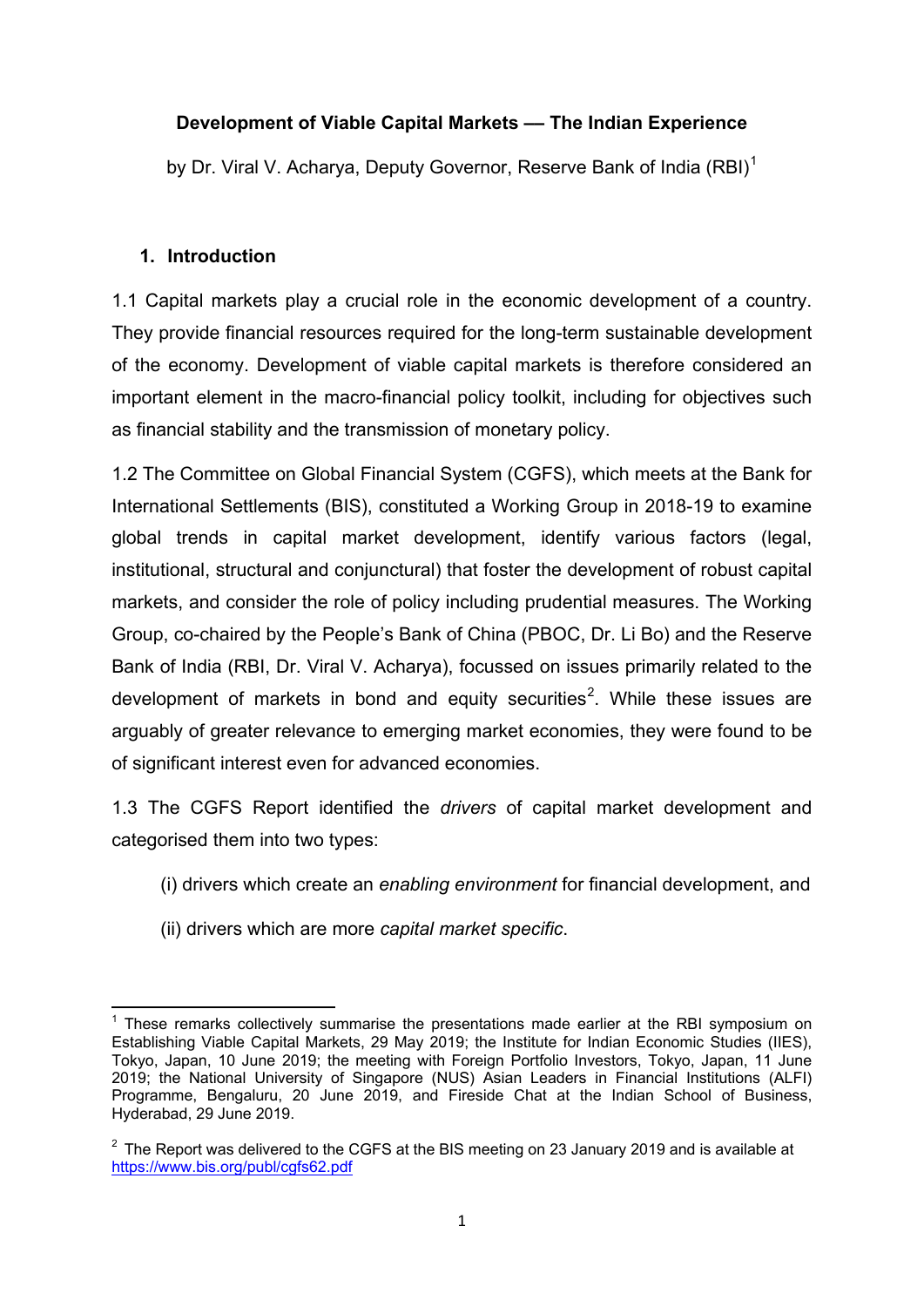**Development of Viable Capital Markets — The Indian Experience**

by Dr. Viral V. Acharya, Deputy Governor, Reserve Bank of India (RBI)[1]

## 1. Introduction

1.1 Capital markets play a crucial role in the economic development of a country. They provide financial resources required for the long-term sustainable development of the economy. Development of viable capital markets is therefore considered an important element in the macro-financial policy toolkit, including for objectives such as financial stability and the transmission of monetary policy.

1.2 The Committee on Global Financial System (CGFS), which meets at the Bank for International Settlements (BIS), constituted a Working Group in 2018-19 to examine global trends in capital market development, identify various factors (legal, institutional, structural and conjunctural) that foster the development of robust capital markets, and consider the role of policy including prudential measures. The Working Group, co-chaired by the People's Bank of China (PBOC, Dr. Li Bo) and the Reserve Bank of India (RBI, Dr. Viral V. Acharya), focussed on issues primarily related to the development of markets in bond and equity securities[2]. While these issues are arguably of greater relevance to emerging market economies, they were found to be of significant interest even for advanced economies.

1.3 The CGFS Report identified the *drivers* of capital market development and categorised them into two types:

(i) drivers which create an *enabling environment* for financial development, and

(ii) drivers which are more *capital market specific*.

---

[1] These remarks collectively summarise the presentations made earlier at the RBI symposium on Establishing Viable Capital Markets, 29 May 2019; the Institute for Indian Economic Studies (IIES), Tokyo, Japan, 10 June 2019; the meeting with Foreign Portfolio Investors, Tokyo, Japan, 11 June 2019; the National University of Singapore (NUS) Asian Leaders in Financial Institutions (ALFI) Programme, Bengaluru, 20 June 2019, and Fireside Chat at the Indian School of Business, Hyderabad, 29 June 2019.

[2] The Report was delivered to the CGFS at the BIS meeting on 23 January 2019 and is available at https://www.bis.org/publ/cgfs62.pdf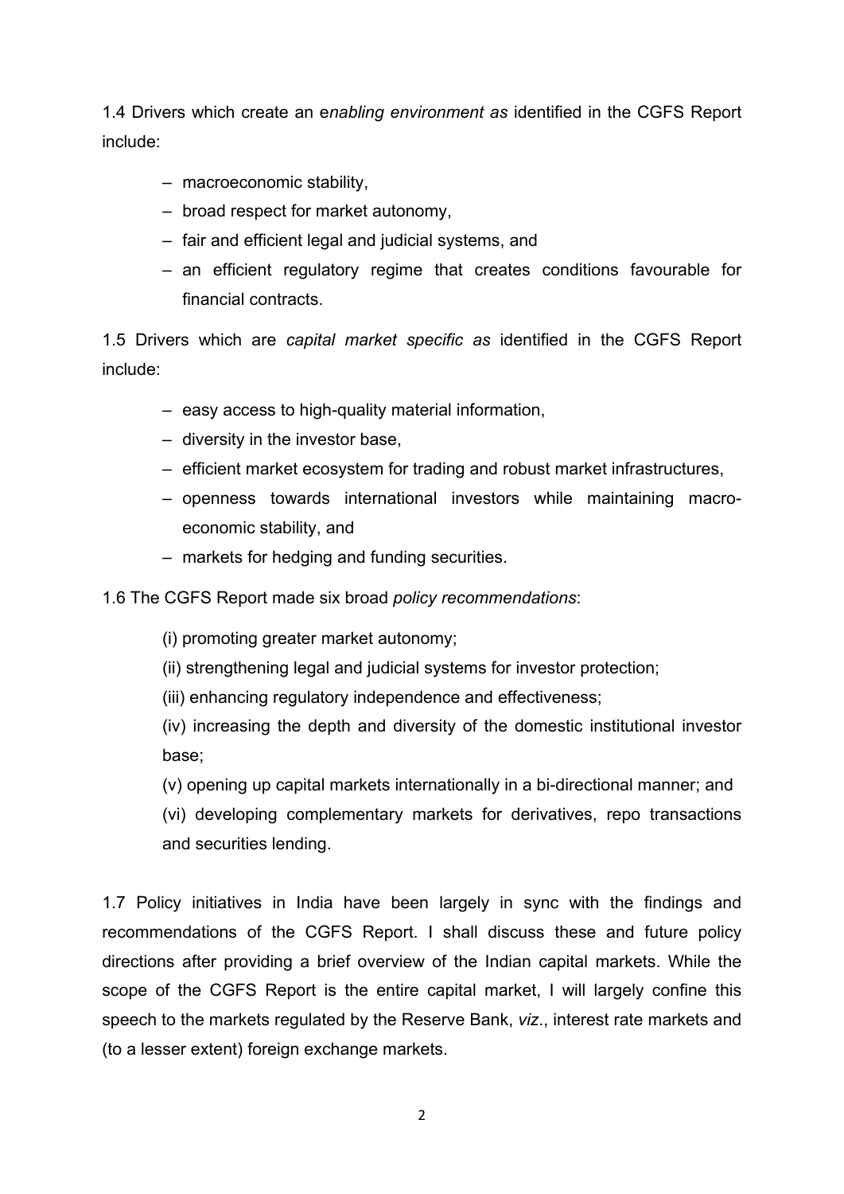1.4 Drivers which create an e*nabling environment as* identified in the CGFS Report include:

- macroeconomic stability,
- broad respect for market autonomy,
- fair and efficient legal and judicial systems, and
- an efficient regulatory regime that creates conditions favourable for financial contracts.

1.5 Drivers which are *capital market specific as* identified in the CGFS Report include:

- easy access to high-quality material information,
- diversity in the investor base,
- efficient market ecosystem for trading and robust market infrastructures,
- openness towards international investors while maintaining macro-economic stability, and
- markets for hedging and funding securities.

1.6 The CGFS Report made six broad *policy recommendations*:

(i) promoting greater market autonomy;

(ii) strengthening legal and judicial systems for investor protection;

(iii) enhancing regulatory independence and effectiveness;

(iv) increasing the depth and diversity of the domestic institutional investor base;

(v) opening up capital markets internationally in a bi-directional manner; and

(vi) developing complementary markets for derivatives, repo transactions and securities lending.

1.7 Policy initiatives in India have been largely in sync with the findings and recommendations of the CGFS Report. I shall discuss these and future policy directions after providing a brief overview of the Indian capital markets. While the scope of the CGFS Report is the entire capital market, I will largely confine this speech to the markets regulated by the Reserve Bank, *viz*., interest rate markets and (to a lesser extent) foreign exchange markets.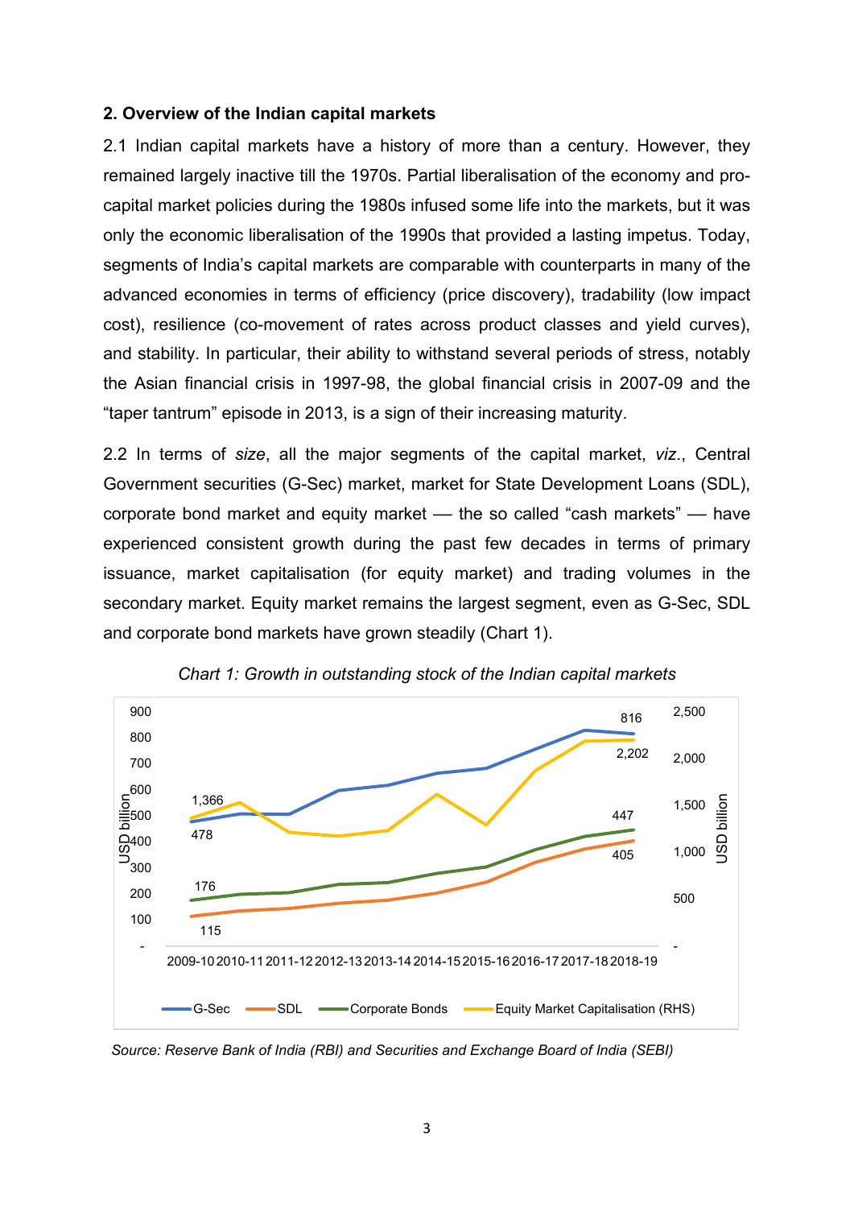**2. Overview of the Indian capital markets**

2.1 Indian capital markets have a history of more than a century. However, they remained largely inactive till the 1970s. Partial liberalisation of the economy and pro-capital market policies during the 1980s infused some life into the markets, but it was only the economic liberalisation of the 1990s that provided a lasting impetus. Today, segments of India's capital markets are comparable with counterparts in many of the advanced economies in terms of efficiency (price discovery), tradability (low impact cost), resilience (co-movement of rates across product classes and yield curves), and stability. In particular, their ability to withstand several periods of stress, notably the Asian financial crisis in 1997-98, the global financial crisis in 2007-09 and the "taper tantrum" episode in 2013, is a sign of their increasing maturity.

2.2 In terms of *size*, all the major segments of the capital market, *viz*., Central Government securities (G-Sec) market, market for State Development Loans (SDL), corporate bond market and equity market — the so called "cash markets" — have experienced consistent growth during the past few decades in terms of primary issuance, market capitalisation (for equity market) and trading volumes in the secondary market. Equity market remains the largest segment, even as G-Sec, SDL and corporate bond markets have grown steadily (Chart 1).

*Chart 1: Growth in outstanding stock of the Indian capital markets*

*Source: Reserve Bank of India (RBI) and Securities and Exchange Board of India (SEBI)*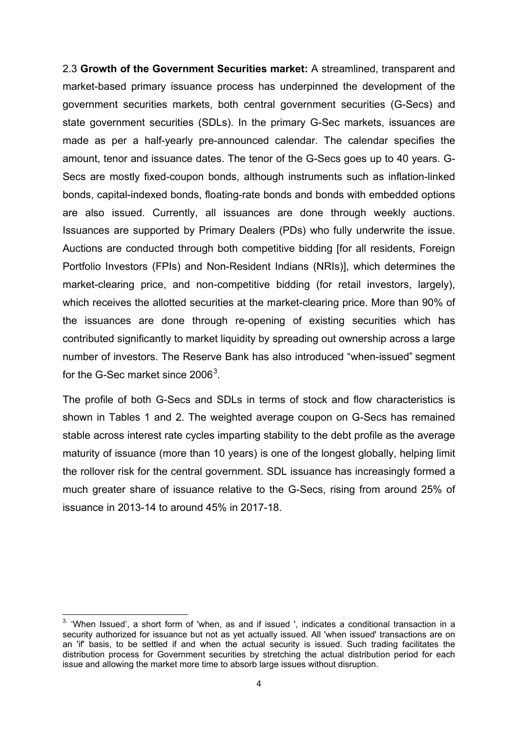2.3 **Growth of the Government Securities market:** A streamlined, transparent and market-based primary issuance process has underpinned the development of the government securities markets, both central government securities (G-Secs) and state government securities (SDLs). In the primary G-Sec markets, issuances are made as per a half-yearly pre-announced calendar. The calendar specifies the amount, tenor and issuance dates. The tenor of the G-Secs goes up to 40 years. G-Secs are mostly fixed-coupon bonds, although instruments such as inflation-linked bonds, capital-indexed bonds, floating-rate bonds and bonds with embedded options are also issued. Currently, all issuances are done through weekly auctions. Issuances are supported by Primary Dealers (PDs) who fully underwrite the issue. Auctions are conducted through both competitive bidding [for all residents, Foreign Portfolio Investors (FPIs) and Non-Resident Indians (NRIs)], which determines the market-clearing price, and non-competitive bidding (for retail investors, largely), which receives the allotted securities at the market-clearing price. More than 90% of the issuances are done through re-opening of existing securities which has contributed significantly to market liquidity by spreading out ownership across a large number of investors. The Reserve Bank has also introduced "when-issued" segment for the G-Sec market since 2006[3].

The profile of both G-Secs and SDLs in terms of stock and flow characteristics is shown in Tables 1 and 2. The weighted average coupon on G-Secs has remained stable across interest rate cycles imparting stability to the debt profile as the average maturity of issuance (more than 10 years) is one of the longest globally, helping limit the rollover risk for the central government. SDL issuance has increasingly formed a much greater share of issuance relative to the G-Secs, rising from around 25% of issuance in 2013-14 to around 45% in 2017-18.

---

[3] 'When Issued', a short form of 'when, as and if issued ', indicates a conditional transaction in a security authorized for issuance but not as yet actually issued. All 'when issued' transactions are on an 'if' basis, to be settled if and when the actual security is issued. Such trading facilitates the distribution process for Government securities by stretching the actual distribution period for each issue and allowing the market more time to absorb large issues without disruption.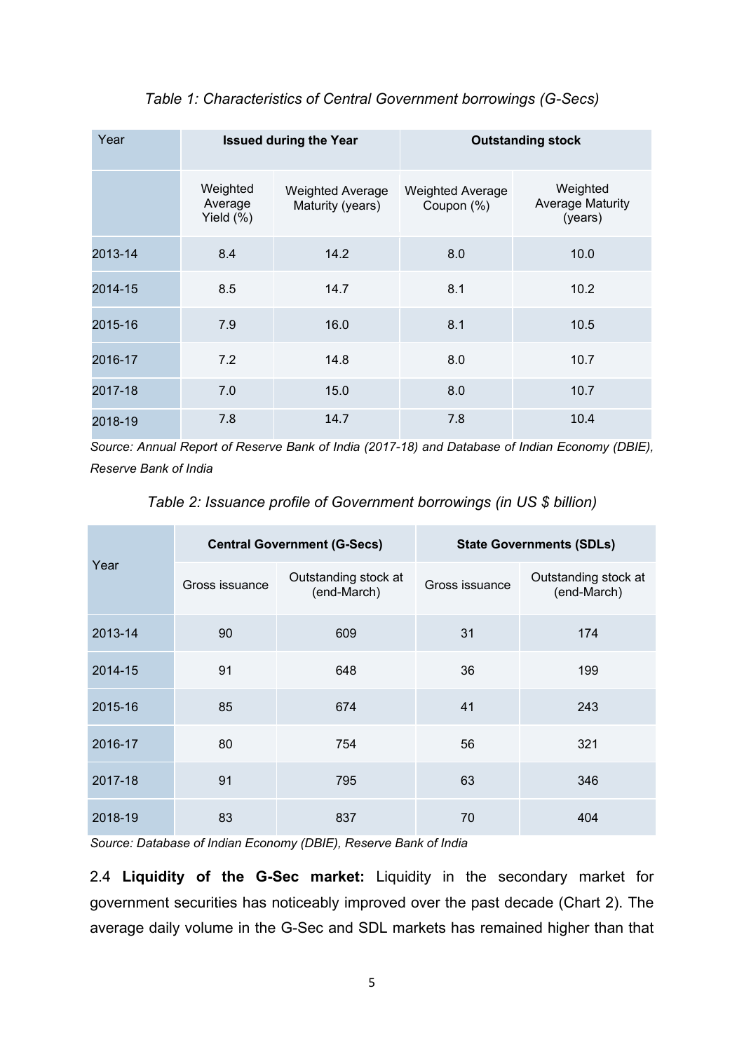*Table 1: Characteristics of Central Government borrowings (G-Secs)*

| Year | Issued during the Year | | Outstanding stock | |
|---|---|---|---|---|
| | Weighted Average Yield (%) | Weighted Average Maturity (years) | Weighted Average Coupon (%) | Weighted Average Maturity (years) |
| 2013-14 | 8.4 | 14.2 | 8.0 | 10.0 |
| 2014-15 | 8.5 | 14.7 | 8.1 | 10.2 |
| 2015-16 | 7.9 | 16.0 | 8.1 | 10.5 |
| 2016-17 | 7.2 | 14.8 | 8.0 | 10.7 |
| 2017-18 | 7.0 | 15.0 | 8.0 | 10.7 |
| 2018-19 | 7.8 | 14.7 | 7.8 | 10.4 |

*Source: Annual Report of Reserve Bank of India (2017-18) and Database of Indian Economy (DBIE), Reserve Bank of India*

*Table 2: Issuance profile of Government borrowings (in US $ billion)*

| Year | Central Government (G-Secs) | | State Governments (SDLs) | |
|---|---|---|---|---|
| | Gross issuance | Outstanding stock at (end-March) | Gross issuance | Outstanding stock at (end-March) |
| 2013-14 | 90 | 609 | 31 | 174 |
| 2014-15 | 91 | 648 | 36 | 199 |
| 2015-16 | 85 | 674 | 41 | 243 |
| 2016-17 | 80 | 754 | 56 | 321 |
| 2017-18 | 91 | 795 | 63 | 346 |
| 2018-19 | 83 | 837 | 70 | 404 |

*Source: Database of Indian Economy (DBIE), Reserve Bank of India*

2.4 **Liquidity of the G-Sec market:** Liquidity in the secondary market for government securities has noticeably improved over the past decade (Chart 2). The average daily volume in the G-Sec and SDL markets has remained higher than that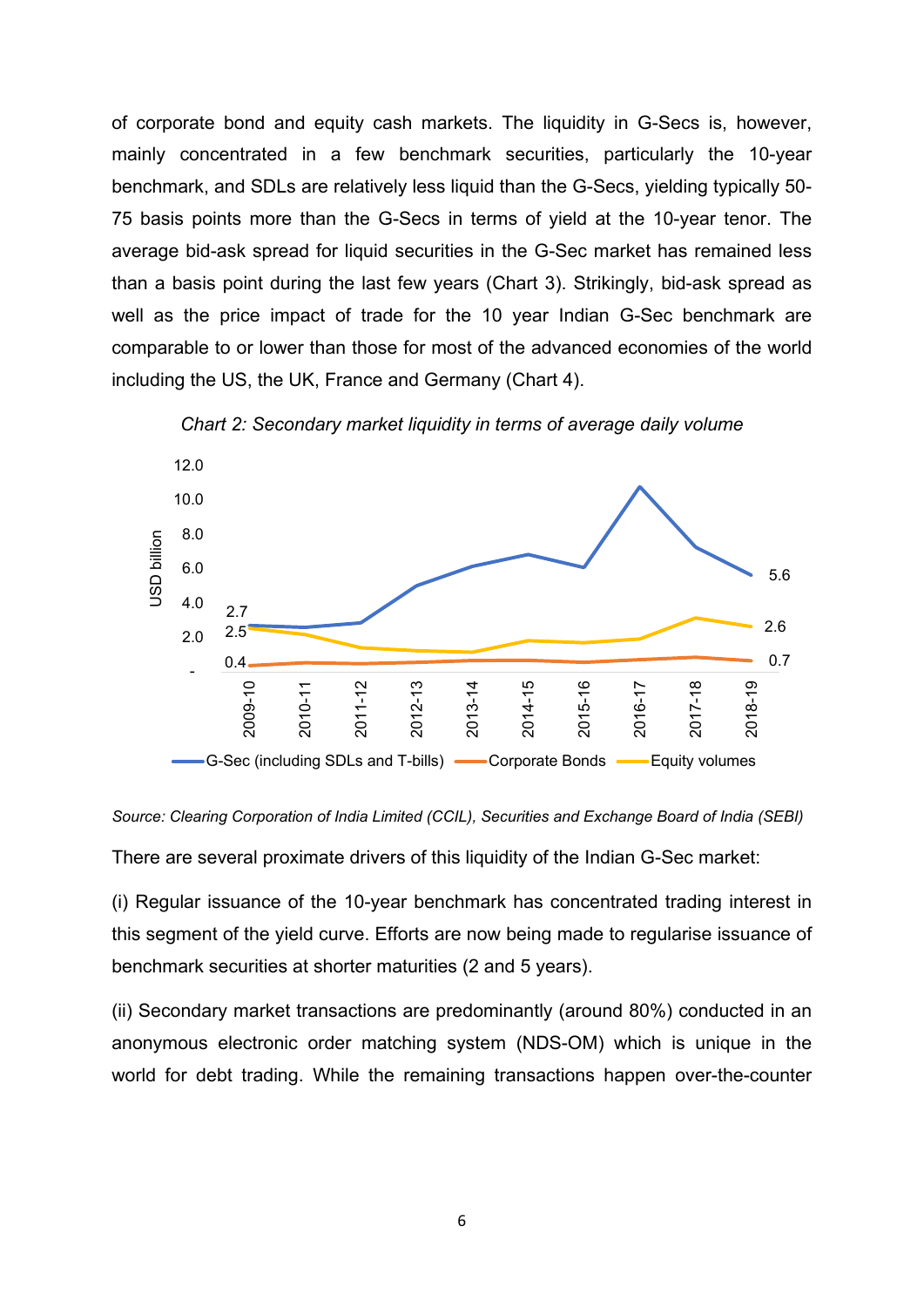of corporate bond and equity cash markets. The liquidity in G-Secs is, however, mainly concentrated in a few benchmark securities, particularly the 10-year benchmark, and SDLs are relatively less liquid than the G-Secs, yielding typically 50-75 basis points more than the G-Secs in terms of yield at the 10-year tenor. The average bid-ask spread for liquid securities in the G-Sec market has remained less than a basis point during the last few years (Chart 3). Strikingly, bid-ask spread as well as the price impact of trade for the 10 year Indian G-Sec benchmark are comparable to or lower than those for most of the advanced economies of the world including the US, the UK, France and Germany (Chart 4).

*Chart 2: Secondary market liquidity in terms of average daily volume*

*Source: Clearing Corporation of India Limited (CCIL), Securities and Exchange Board of India (SEBI)*

There are several proximate drivers of this liquidity of the Indian G-Sec market:

(i) Regular issuance of the 10-year benchmark has concentrated trading interest in this segment of the yield curve. Efforts are now being made to regularise issuance of benchmark securities at shorter maturities (2 and 5 years).

(ii) Secondary market transactions are predominantly (around 80%) conducted in an anonymous electronic order matching system (NDS-OM) which is unique in the world for debt trading. While the remaining transactions happen over-the-counter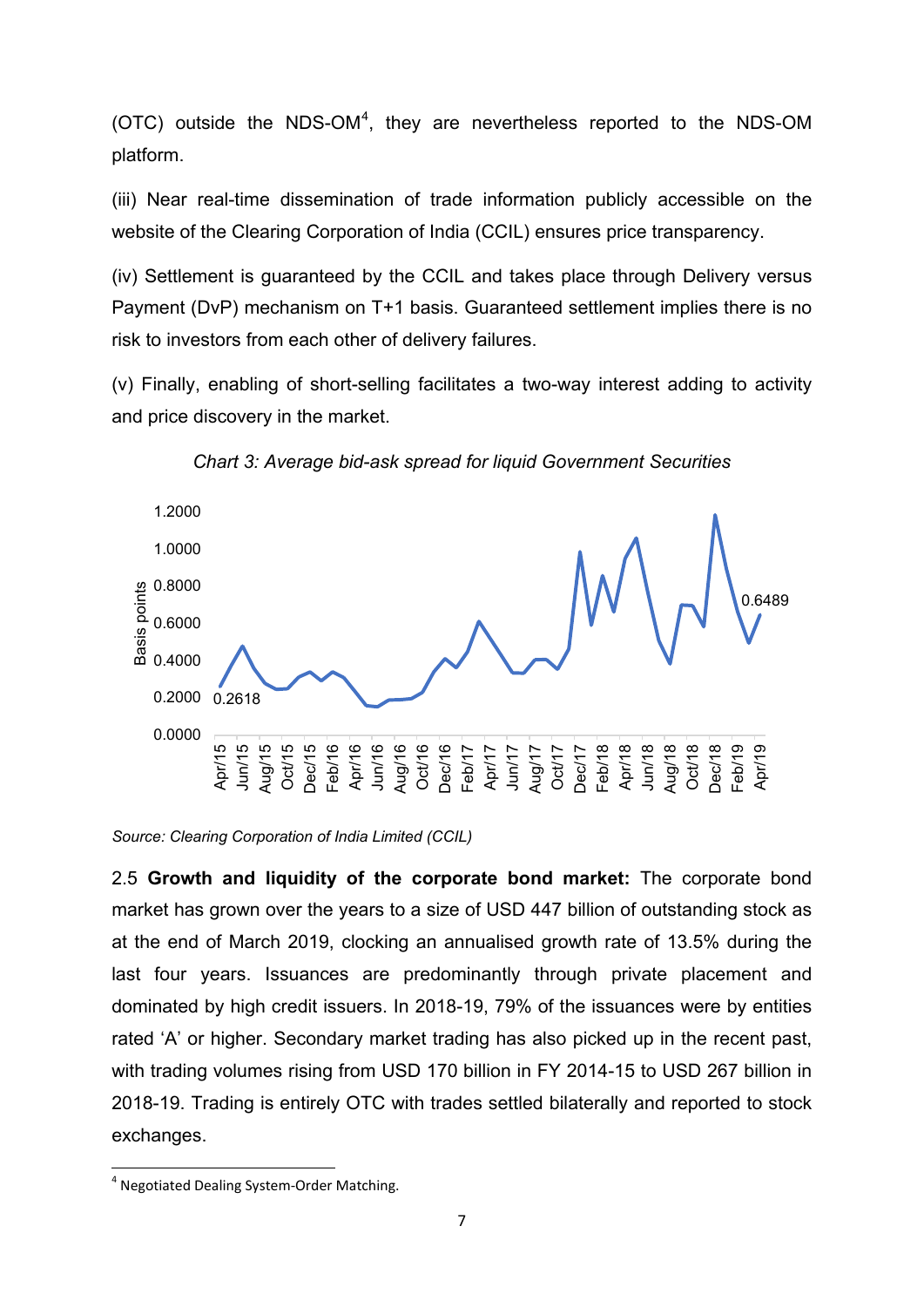(OTC) outside the NDS-OM[4], they are nevertheless reported to the NDS-OM platform.

(iii) Near real-time dissemination of trade information publicly accessible on the website of the Clearing Corporation of India (CCIL) ensures price transparency.

(iv) Settlement is guaranteed by the CCIL and takes place through Delivery versus Payment (DvP) mechanism on T+1 basis. Guaranteed settlement implies there is no risk to investors from each other of delivery failures.

(v) Finally, enabling of short-selling facilitates a two-way interest adding to activity and price discovery in the market.

*Chart 3: Average bid-ask spread for liquid Government Securities*

*Source: Clearing Corporation of India Limited (CCIL)*

2.5 **Growth and liquidity of the corporate bond market:** The corporate bond market has grown over the years to a size of USD 447 billion of outstanding stock as at the end of March 2019, clocking an annualised growth rate of 13.5% during the last four years. Issuances are predominantly through private placement and dominated by high credit issuers. In 2018-19, 79% of the issuances were by entities rated 'A' or higher. Secondary market trading has also picked up in the recent past, with trading volumes rising from USD 170 billion in FY 2014-15 to USD 267 billion in 2018-19. Trading is entirely OTC with trades settled bilaterally and reported to stock exchanges.

[4] Negotiated Dealing System-Order Matching.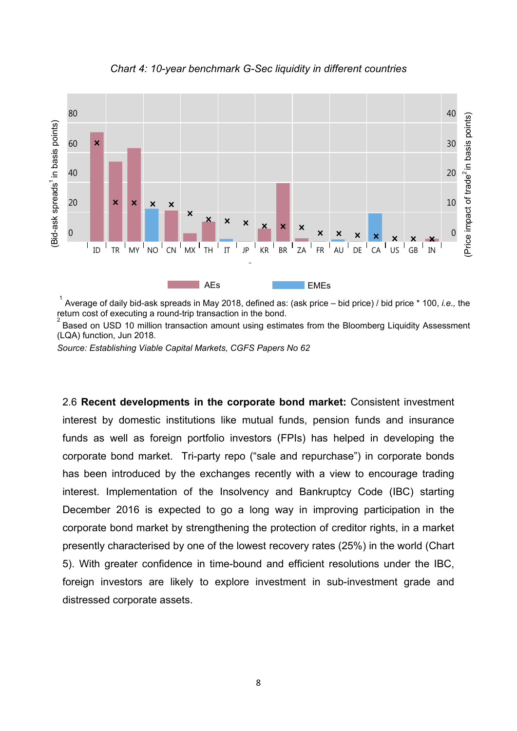*Chart 4: 10-year benchmark G-Sec liquidity in different countries*

(Bid-ask spreads[1] in basis points) / (Price impact of trade[2] in basis points)

ID, TR, MY, NO, CN, MX, TH, IT, JP, KR, BR, ZA, FR, AU, DE, CA, US, GB, IN

AEs   EMEs

[1] Average of daily bid-ask spreads in May 2018, defined as: (ask price – bid price) / bid price * 100, *i.e.,* the return cost of executing a round-trip transaction in the bond.

[2] Based on USD 10 million transaction amount using estimates from the Bloomberg Liquidity Assessment (LQA) function, Jun 2018.

*Source: Establishing Viable Capital Markets, CGFS Papers No 62*

2.6 **Recent developments in the corporate bond market:** Consistent investment interest by domestic institutions like mutual funds, pension funds and insurance funds as well as foreign portfolio investors (FPIs) has helped in developing the corporate bond market. Tri-party repo ("sale and repurchase") in corporate bonds has been introduced by the exchanges recently with a view to encourage trading interest. Implementation of the Insolvency and Bankruptcy Code (IBC) starting December 2016 is expected to go a long way in improving participation in the corporate bond market by strengthening the protection of creditor rights, in a market presently characterised by one of the lowest recovery rates (25%) in the world (Chart 5). With greater confidence in time-bound and efficient resolutions under the IBC, foreign investors are likely to explore investment in sub-investment grade and distressed corporate assets.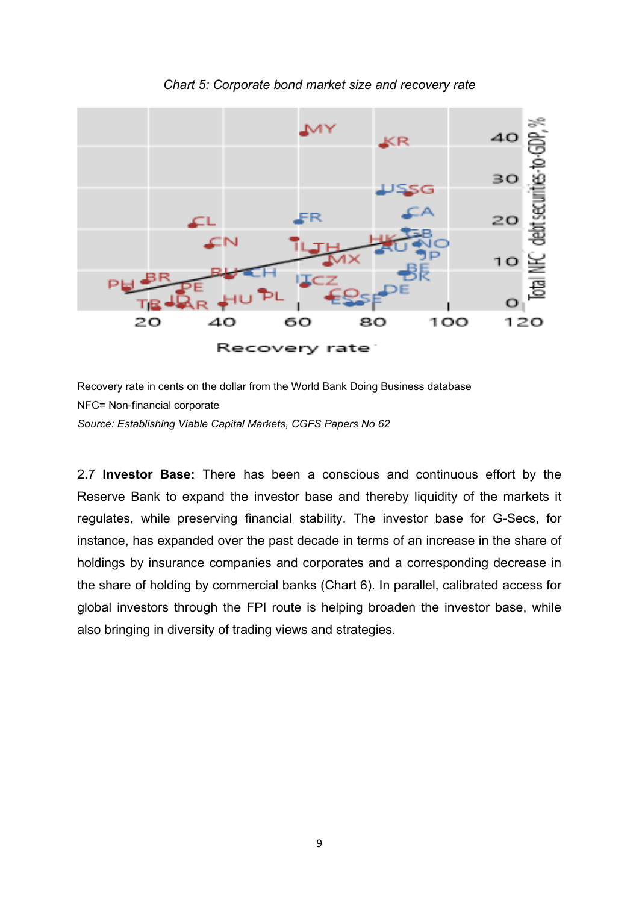*Chart 5: Corporate bond market size and recovery rate*

Recovery rate in cents on the dollar from the World Bank Doing Business database

NFC= Non-financial corporate

*Source: Establishing Viable Capital Markets, CGFS Papers No 62*

2.7 **Investor Base:** There has been a conscious and continuous effort by the Reserve Bank to expand the investor base and thereby liquidity of the markets it regulates, while preserving financial stability. The investor base for G-Secs, for instance, has expanded over the past decade in terms of an increase in the share of holdings by insurance companies and corporates and a corresponding decrease in the share of holding by commercial banks (Chart 6). In parallel, calibrated access for global investors through the FPI route is helping broaden the investor base, while also bringing in diversity of trading views and strategies.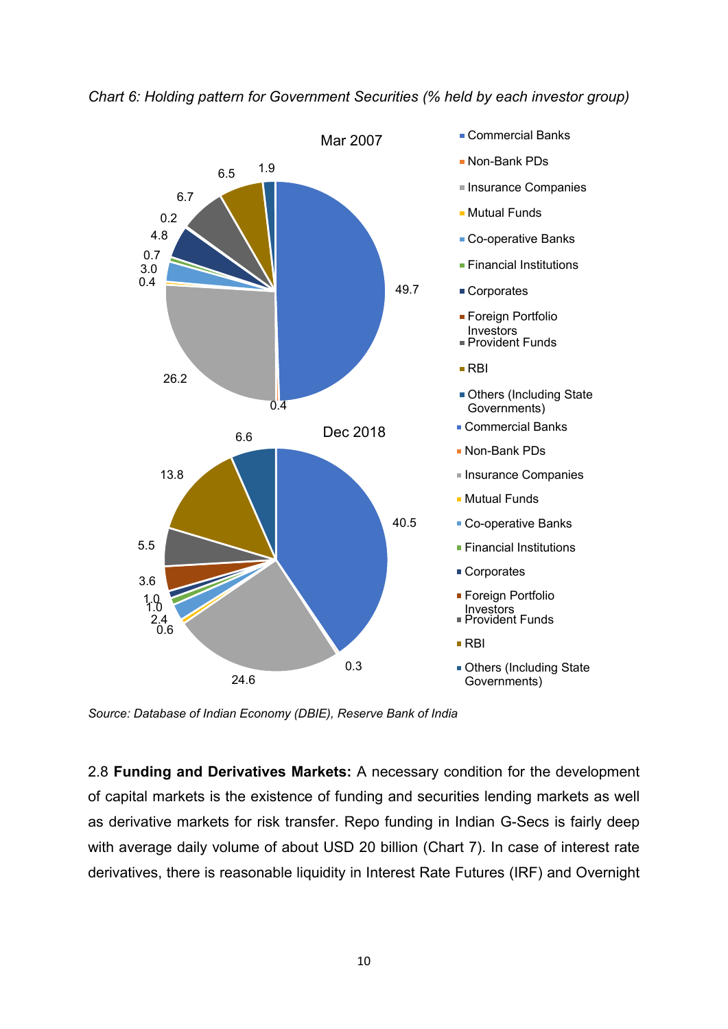*Chart 6: Holding pattern for Government Securities (% held by each investor group)*

| Investor group | Mar 2007 | Dec 2018 |
|---|---|---|
| Commercial Banks | 49.7 | 40.5 |
| Non-Bank PDs | 0.4 | 0.3 |
| Insurance Companies | 26.2 | 24.6 |
| Mutual Funds | 0.4 | 0.6 |
| Co-operative Banks | 3.0 | 2.4 |
| Financial Institutions | 0.7 | 1.0 |
| Corporates | 4.8 | 1.0 |
| Foreign Portfolio Investors | 0.2 | 3.6 |
| Provident Funds | 6.7 | 5.5 |
| RBI | 6.5 | 13.8 |
| Others (Including State Governments) | 1.9 | 6.6 |

*Source: Database of Indian Economy (DBIE), Reserve Bank of India*

2.8 **Funding and Derivatives Markets:** A necessary condition for the development of capital markets is the existence of funding and securities lending markets as well as derivative markets for risk transfer. Repo funding in Indian G-Secs is fairly deep with average daily volume of about USD 20 billion (Chart 7). In case of interest rate derivatives, there is reasonable liquidity in Interest Rate Futures (IRF) and Overnight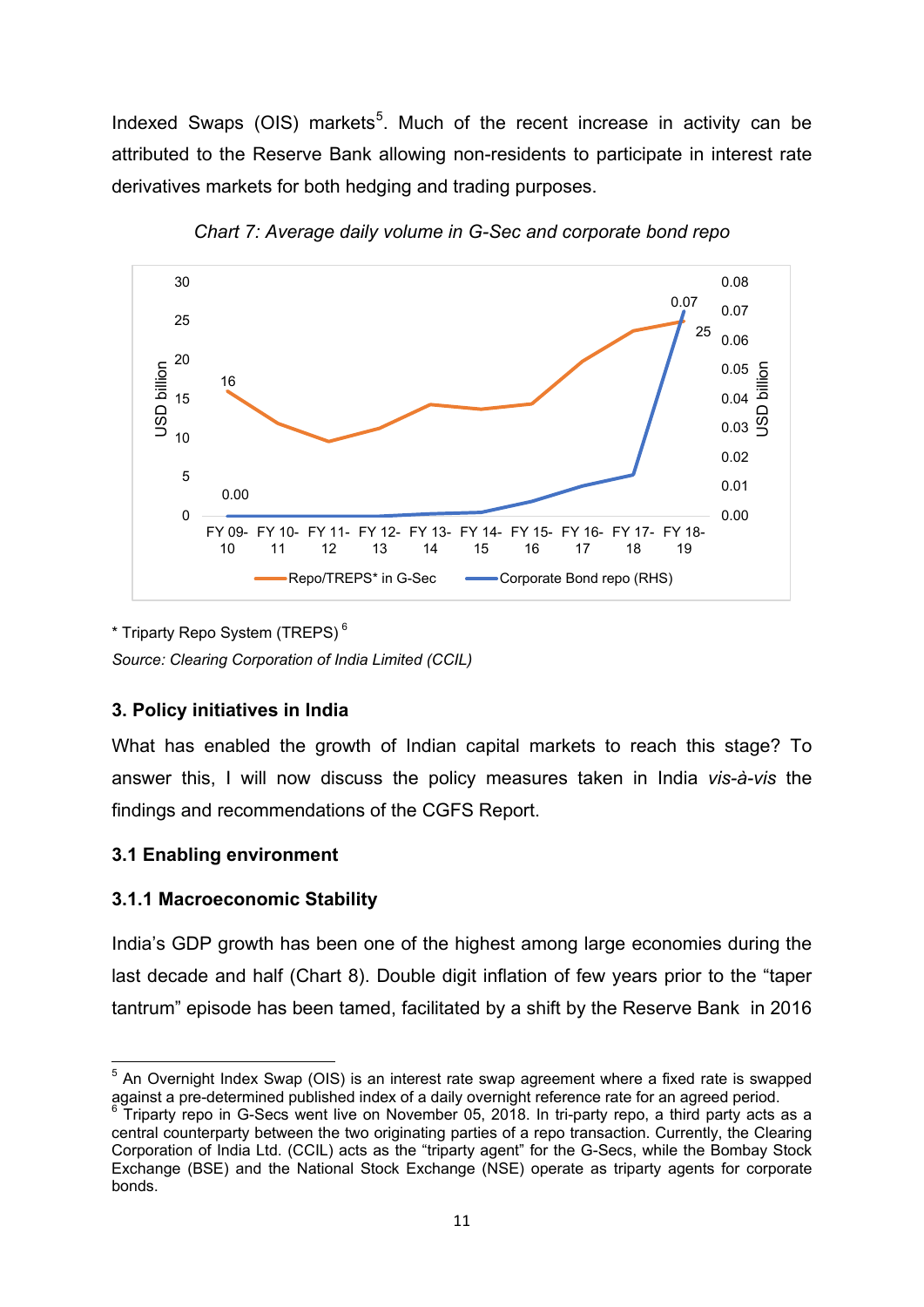Indexed Swaps (OIS) markets[5]. Much of the recent increase in activity can be attributed to the Reserve Bank allowing non-residents to participate in interest rate derivatives markets for both hedging and trading purposes.

*Chart 7: Average daily volume in G-Sec and corporate bond repo*

* Triparty Repo System (TREPS) [6]

*Source: Clearing Corporation of India Limited (CCIL)*

### 3. Policy initiatives in India

What has enabled the growth of Indian capital markets to reach this stage? To answer this, I will now discuss the policy measures taken in India *vis-à-vis* the findings and recommendations of the CGFS Report.

#### 3.1 Enabling environment

#### 3.1.1 Macroeconomic Stability

India's GDP growth has been one of the highest among large economies during the last decade and half (Chart 8). Double digit inflation of few years prior to the "taper tantrum" episode has been tamed, facilitated by a shift by the Reserve Bank in 2016

---

[5] An Overnight Index Swap (OIS) is an interest rate swap agreement where a fixed rate is swapped against a pre-determined published index of a daily overnight reference rate for an agreed period.

[6] Triparty repo in G-Secs went live on November 05, 2018. In tri-party repo, a third party acts as a central counterparty between the two originating parties of a repo transaction. Currently, the Clearing Corporation of India Ltd. (CCIL) acts as the "triparty agent" for the G-Secs, while the Bombay Stock Exchange (BSE) and the National Stock Exchange (NSE) operate as triparty agents for corporate bonds.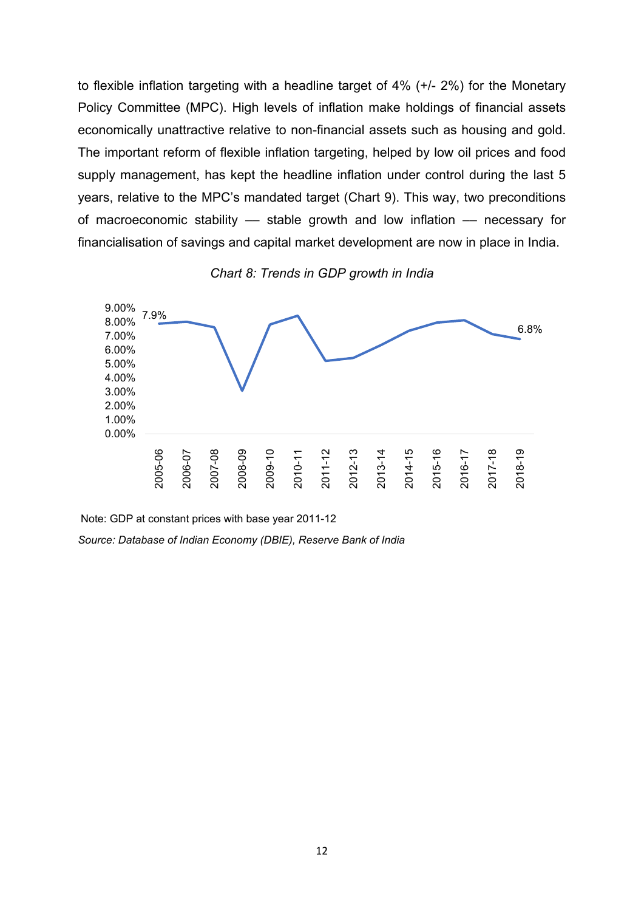to flexible inflation targeting with a headline target of 4% (+/- 2%) for the Monetary Policy Committee (MPC). High levels of inflation make holdings of financial assets economically unattractive relative to non-financial assets such as housing and gold. The important reform of flexible inflation targeting, helped by low oil prices and food supply management, has kept the headline inflation under control during the last 5 years, relative to the MPC's mandated target (Chart 9). This way, two preconditions of macroeconomic stability — stable growth and low inflation — necessary for financialisation of savings and capital market development are now in place in India.

*Chart 8: Trends in GDP growth in India*

Note: GDP at constant prices with base year 2011-12

*Source: Database of Indian Economy (DBIE), Reserve Bank of India*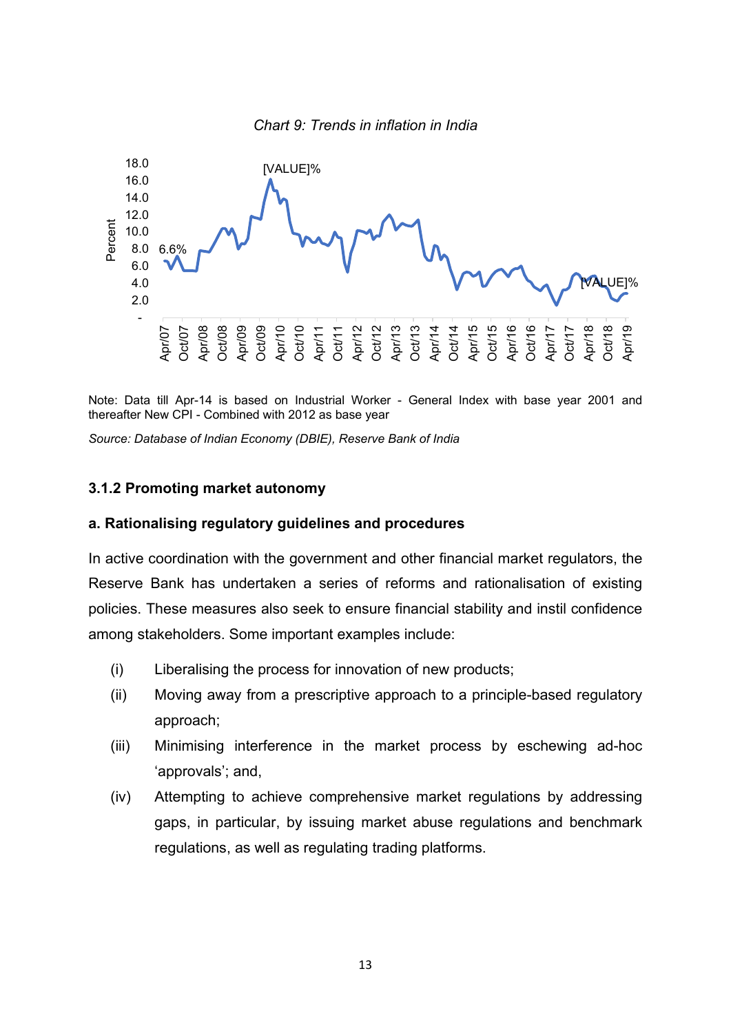*Chart 9: Trends in inflation in India*

Note: Data till Apr-14 is based on Industrial Worker - General Index with base year 2001 and thereafter New CPI - Combined with 2012 as base year

*Source: Database of Indian Economy (DBIE), Reserve Bank of India*

### 3.1.2 Promoting market autonomy

#### a. Rationalising regulatory guidelines and procedures

In active coordination with the government and other financial market regulators, the Reserve Bank has undertaken a series of reforms and rationalisation of existing policies. These measures also seek to ensure financial stability and instil confidence among stakeholders. Some important examples include:

(i) Liberalising the process for innovation of new products;

(ii) Moving away from a prescriptive approach to a principle-based regulatory approach;

(iii) Minimising interference in the market process by eschewing ad-hoc 'approvals'; and,

(iv) Attempting to achieve comprehensive market regulations by addressing gaps, in particular, by issuing market abuse regulations and benchmark regulations, as well as regulating trading platforms.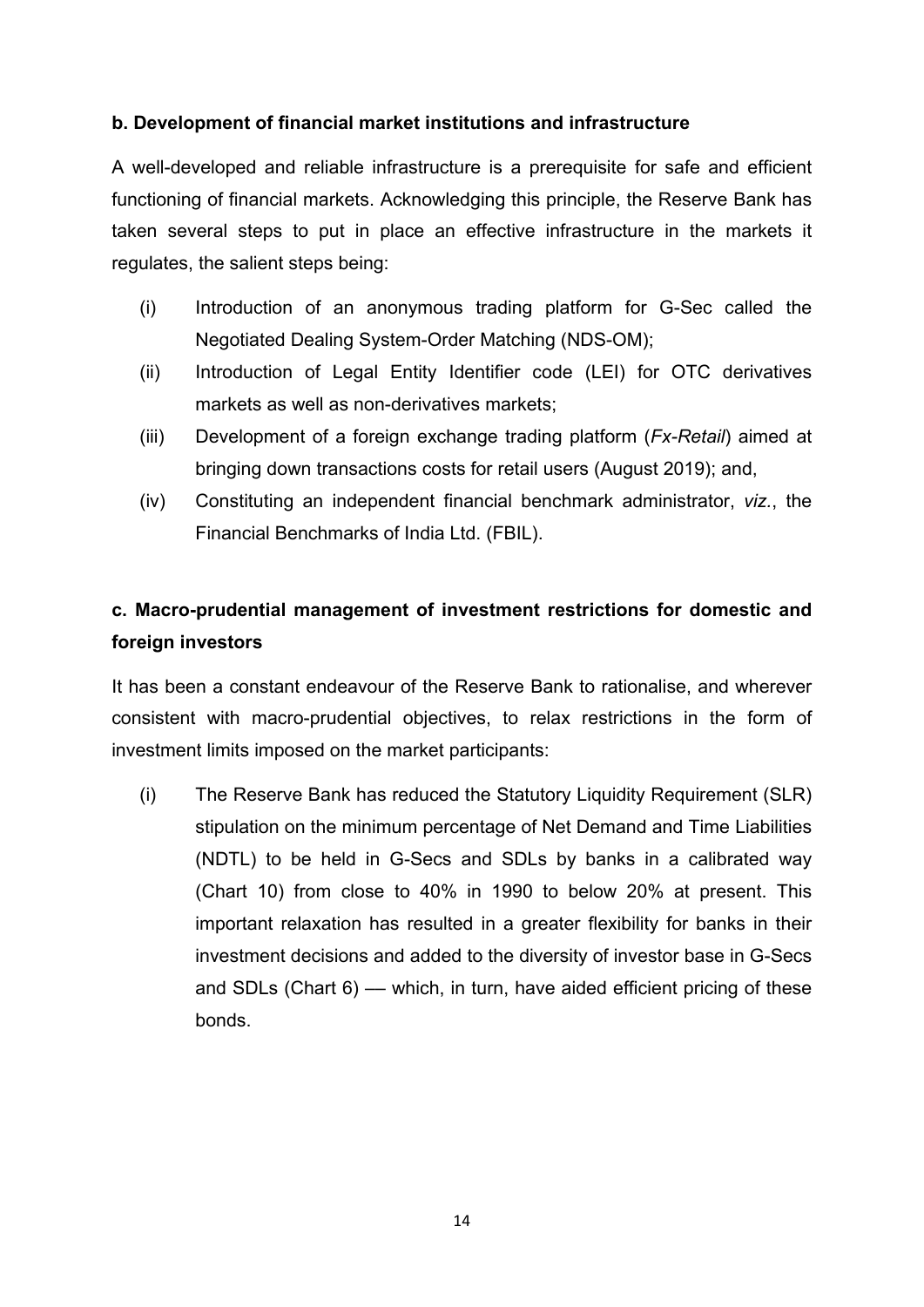**b. Development of financial market institutions and infrastructure**

A well-developed and reliable infrastructure is a prerequisite for safe and efficient functioning of financial markets. Acknowledging this principle, the Reserve Bank has taken several steps to put in place an effective infrastructure in the markets it regulates, the salient steps being:

(i) Introduction of an anonymous trading platform for G-Sec called the Negotiated Dealing System-Order Matching (NDS-OM);

(ii) Introduction of Legal Entity Identifier code (LEI) for OTC derivatives markets as well as non-derivatives markets;

(iii) Development of a foreign exchange trading platform (*Fx-Retail*) aimed at bringing down transactions costs for retail users (August 2019); and,

(iv) Constituting an independent financial benchmark administrator, *viz.*, the Financial Benchmarks of India Ltd. (FBIL).

**c. Macro-prudential management of investment restrictions for domestic and foreign investors**

It has been a constant endeavour of the Reserve Bank to rationalise, and wherever consistent with macro-prudential objectives, to relax restrictions in the form of investment limits imposed on the market participants:

(i) The Reserve Bank has reduced the Statutory Liquidity Requirement (SLR) stipulation on the minimum percentage of Net Demand and Time Liabilities (NDTL) to be held in G-Secs and SDLs by banks in a calibrated way (Chart 10) from close to 40% in 1990 to below 20% at present. This important relaxation has resulted in a greater flexibility for banks in their investment decisions and added to the diversity of investor base in G-Secs and SDLs (Chart 6) — which, in turn, have aided efficient pricing of these bonds.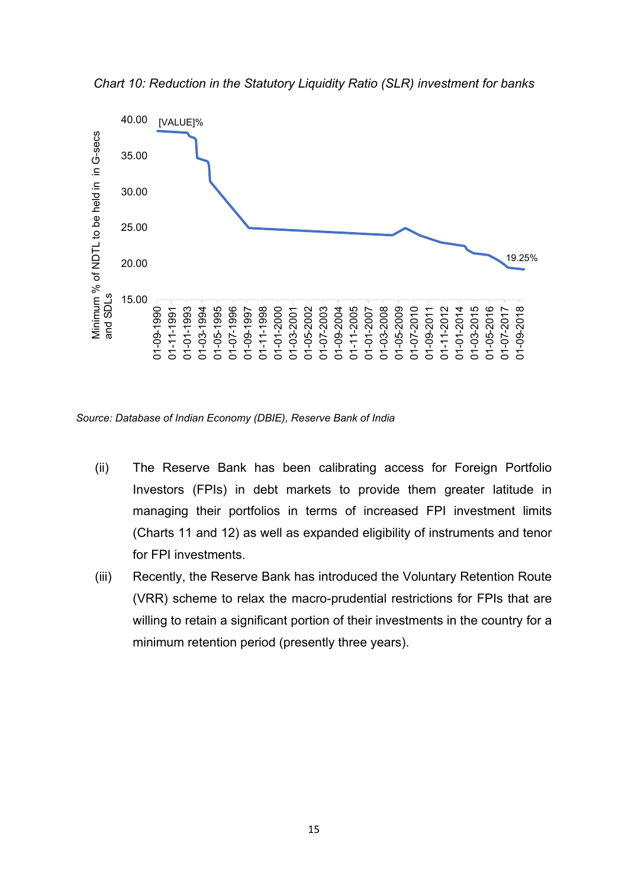*Chart 10: Reduction in the Statutory Liquidity Ratio (SLR) investment for banks*

*Source: Database of Indian Economy (DBIE), Reserve Bank of India*

(ii) The Reserve Bank has been calibrating access for Foreign Portfolio Investors (FPIs) in debt markets to provide them greater latitude in managing their portfolios in terms of increased FPI investment limits (Charts 11 and 12) as well as expanded eligibility of instruments and tenor for FPI investments.

(iii) Recently, the Reserve Bank has introduced the Voluntary Retention Route (VRR) scheme to relax the macro-prudential restrictions for FPIs that are willing to retain a significant portion of their investments in the country for a minimum retention period (presently three years).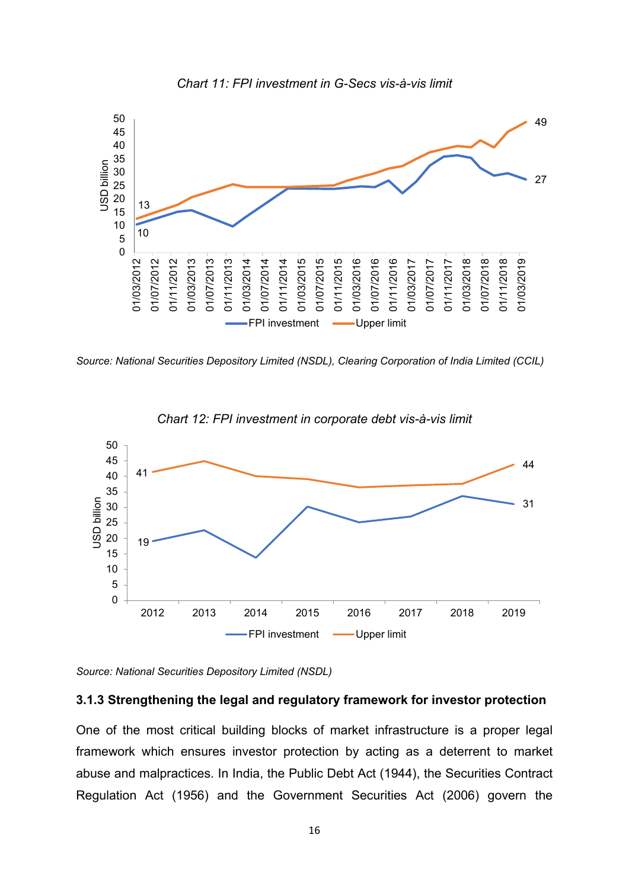*Chart 11: FPI investment in G-Secs vis-à-vis limit*

*Source: National Securities Depository Limited (NSDL), Clearing Corporation of India Limited (CCIL)*

*Chart 12: FPI investment in corporate debt vis-à-vis limit*

*Source: National Securities Depository Limited (NSDL)*

### 3.1.3 Strengthening the legal and regulatory framework for investor protection

One of the most critical building blocks of market infrastructure is a proper legal framework which ensures investor protection by acting as a deterrent to market abuse and malpractices. In India, the Public Debt Act (1944), the Securities Contract Regulation Act (1956) and the Government Securities Act (2006) govern the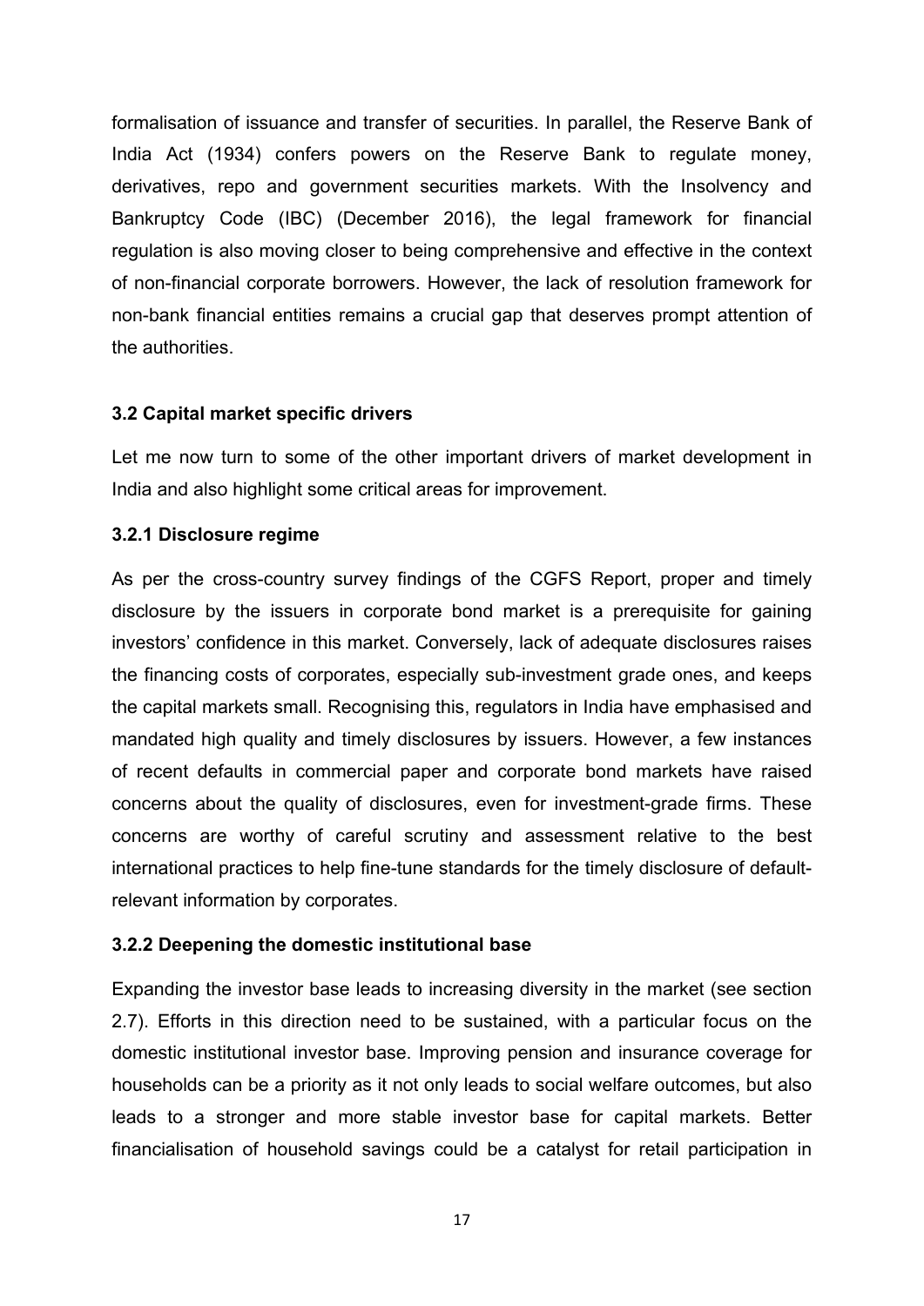formalisation of issuance and transfer of securities. In parallel, the Reserve Bank of India Act (1934) confers powers on the Reserve Bank to regulate money, derivatives, repo and government securities markets. With the Insolvency and Bankruptcy Code (IBC) (December 2016), the legal framework for financial regulation is also moving closer to being comprehensive and effective in the context of non-financial corporate borrowers. However, the lack of resolution framework for non-bank financial entities remains a crucial gap that deserves prompt attention of the authorities.

### 3.2 Capital market specific drivers

Let me now turn to some of the other important drivers of market development in India and also highlight some critical areas for improvement.

#### 3.2.1 Disclosure regime

As per the cross-country survey findings of the CGFS Report, proper and timely disclosure by the issuers in corporate bond market is a prerequisite for gaining investors' confidence in this market. Conversely, lack of adequate disclosures raises the financing costs of corporates, especially sub-investment grade ones, and keeps the capital markets small. Recognising this, regulators in India have emphasised and mandated high quality and timely disclosures by issuers. However, a few instances of recent defaults in commercial paper and corporate bond markets have raised concerns about the quality of disclosures, even for investment-grade firms. These concerns are worthy of careful scrutiny and assessment relative to the best international practices to help fine-tune standards for the timely disclosure of default-relevant information by corporates.

#### 3.2.2 Deepening the domestic institutional base

Expanding the investor base leads to increasing diversity in the market (see section 2.7). Efforts in this direction need to be sustained, with a particular focus on the domestic institutional investor base. Improving pension and insurance coverage for households can be a priority as it not only leads to social welfare outcomes, but also leads to a stronger and more stable investor base for capital markets. Better financialisation of household savings could be a catalyst for retail participation in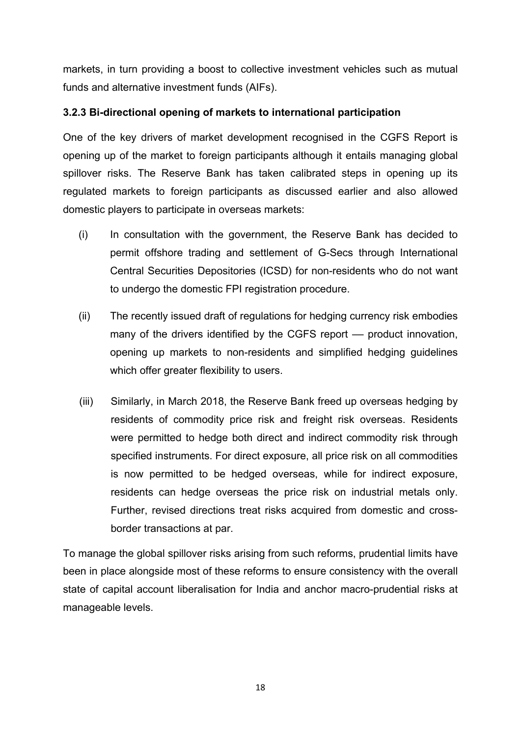markets, in turn providing a boost to collective investment vehicles such as mutual funds and alternative investment funds (AIFs).

### 3.2.3 Bi-directional opening of markets to international participation

One of the key drivers of market development recognised in the CGFS Report is opening up of the market to foreign participants although it entails managing global spillover risks. The Reserve Bank has taken calibrated steps in opening up its regulated markets to foreign participants as discussed earlier and also allowed domestic players to participate in overseas markets:

(i) In consultation with the government, the Reserve Bank has decided to permit offshore trading and settlement of G-Secs through International Central Securities Depositories (ICSD) for non-residents who do not want to undergo the domestic FPI registration procedure.

(ii) The recently issued draft of regulations for hedging currency risk embodies many of the drivers identified by the CGFS report — product innovation, opening up markets to non-residents and simplified hedging guidelines which offer greater flexibility to users.

(iii) Similarly, in March 2018, the Reserve Bank freed up overseas hedging by residents of commodity price risk and freight risk overseas. Residents were permitted to hedge both direct and indirect commodity risk through specified instruments. For direct exposure, all price risk on all commodities is now permitted to be hedged overseas, while for indirect exposure, residents can hedge overseas the price risk on industrial metals only. Further, revised directions treat risks acquired from domestic and cross-border transactions at par.

To manage the global spillover risks arising from such reforms, prudential limits have been in place alongside most of these reforms to ensure consistency with the overall state of capital account liberalisation for India and anchor macro-prudential risks at manageable levels.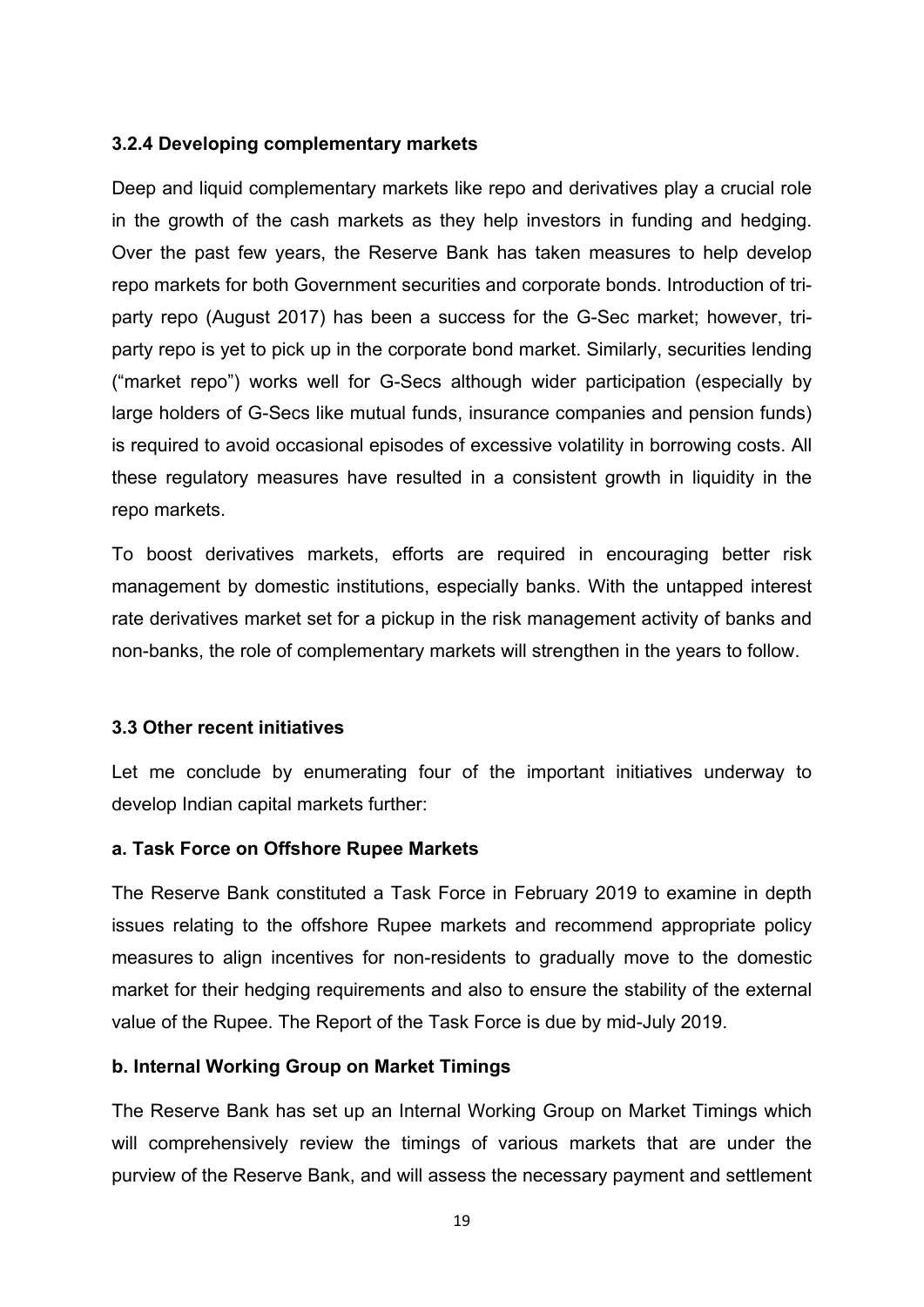#### 3.2.4 Developing complementary markets

Deep and liquid complementary markets like repo and derivatives play a crucial role in the growth of the cash markets as they help investors in funding and hedging. Over the past few years, the Reserve Bank has taken measures to help develop repo markets for both Government securities and corporate bonds. Introduction of tri-party repo (August 2017) has been a success for the G-Sec market; however, tri-party repo is yet to pick up in the corporate bond market. Similarly, securities lending ("market repo") works well for G-Secs although wider participation (especially by large holders of G-Secs like mutual funds, insurance companies and pension funds) is required to avoid occasional episodes of excessive volatility in borrowing costs. All these regulatory measures have resulted in a consistent growth in liquidity in the repo markets.

To boost derivatives markets, efforts are required in encouraging better risk management by domestic institutions, especially banks. With the untapped interest rate derivatives market set for a pickup in the risk management activity of banks and non-banks, the role of complementary markets will strengthen in the years to follow.

### 3.3 Other recent initiatives

Let me conclude by enumerating four of the important initiatives underway to develop Indian capital markets further:

#### a. Task Force on Offshore Rupee Markets

The Reserve Bank constituted a Task Force in February 2019 to examine in depth issues relating to the offshore Rupee markets and recommend appropriate policy measures to align incentives for non-residents to gradually move to the domestic market for their hedging requirements and also to ensure the stability of the external value of the Rupee. The Report of the Task Force is due by mid-July 2019.

#### b. Internal Working Group on Market Timings

The Reserve Bank has set up an Internal Working Group on Market Timings which will comprehensively review the timings of various markets that are under the purview of the Reserve Bank, and will assess the necessary payment and settlement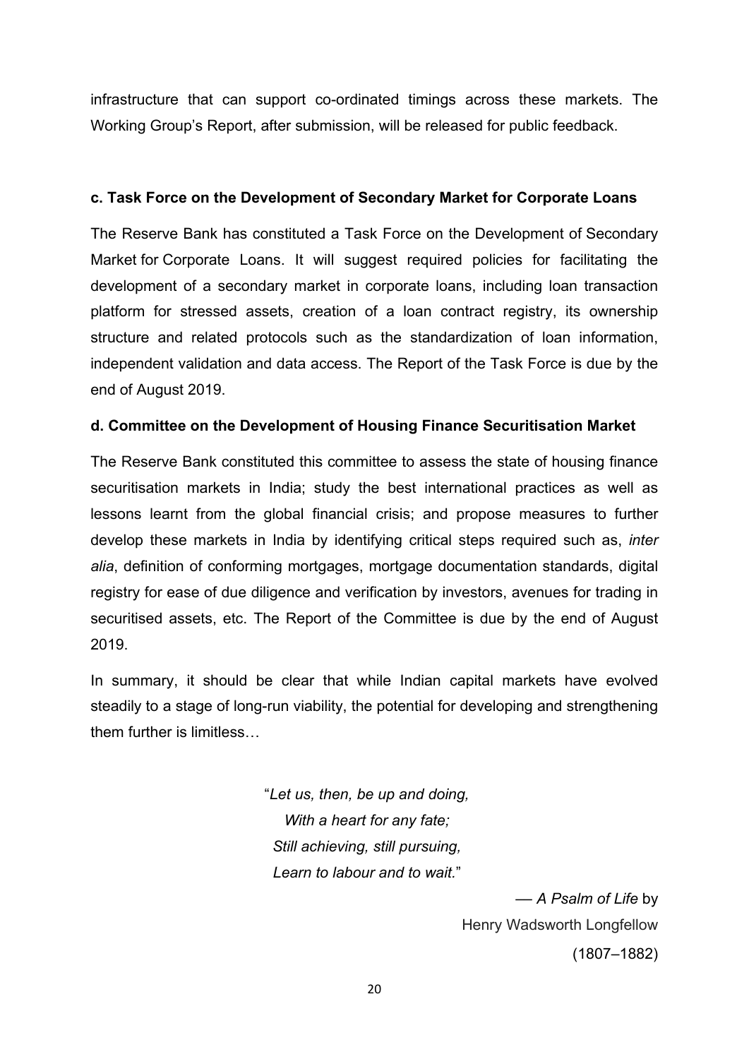infrastructure that can support co-ordinated timings across these markets. The Working Group's Report, after submission, will be released for public feedback.

**c. Task Force on the Development of Secondary Market for Corporate Loans**

The Reserve Bank has constituted a Task Force on the Development of Secondary Market for Corporate Loans. It will suggest required policies for facilitating the development of a secondary market in corporate loans, including loan transaction platform for stressed assets, creation of a loan contract registry, its ownership structure and related protocols such as the standardization of loan information, independent validation and data access. The Report of the Task Force is due by the end of August 2019.

**d. Committee on the Development of Housing Finance Securitisation Market**

The Reserve Bank constituted this committee to assess the state of housing finance securitisation markets in India; study the best international practices as well as lessons learnt from the global financial crisis; and propose measures to further develop these markets in India by identifying critical steps required such as, *inter alia*, definition of conforming mortgages, mortgage documentation standards, digital registry for ease of due diligence and verification by investors, avenues for trading in securitised assets, etc. The Report of the Committee is due by the end of August 2019.

In summary, it should be clear that while Indian capital markets have evolved steadily to a stage of long-run viability, the potential for developing and strengthening them further is limitless…

"*Let us, then, be up and doing,*
*With a heart for any fate;*
*Still achieving, still pursuing,*
*Learn to labour and to wait.*"

— *A Psalm of Life* by
Henry Wadsworth Longfellow
(1807–1882)